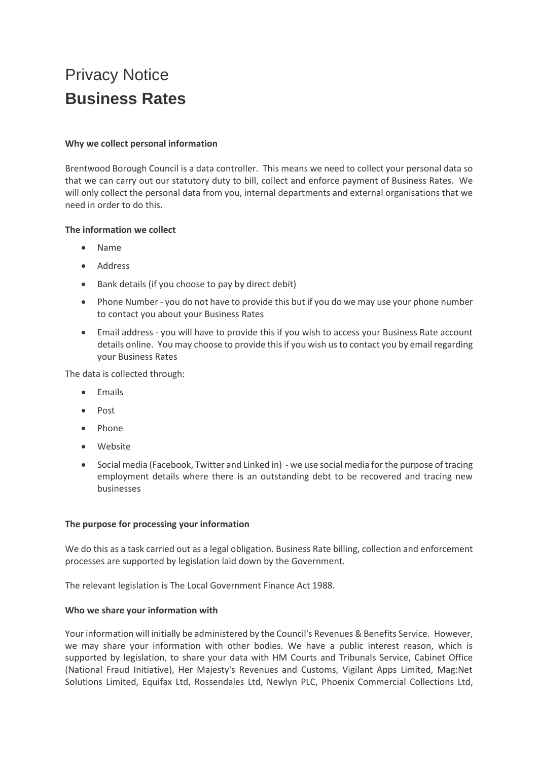# Privacy Notice

# Business Rates

**Why we collect personal information**

Brentwood Borough Council is a data controller. This means we need to collect your personal data so that we can carry out our statutory duty to bill, collect and enforce payment of Business Rates. We will only collect the personal data from you, internal departments and external organisations that we need in order to do this.

**The information we collect**

- Name
- Address
- Bank details (if you choose to pay by direct debit)
- Phone Number - you do not have to provide this but if you do we may use your phone number to contact you about your Business Rates
- Email address - you will have to provide this if you wish to access your Business Rate account details online. You may choose to provide this if you wish us to contact you by email regarding your Business Rates

The data is collected through:

- Emails
- Post
- Phone
- Website
- Social media (Facebook, Twitter and Linked in) - we use social media for the purpose of tracing employment details where there is an outstanding debt to be recovered and tracing new businesses

**The purpose for processing your information**

We do this as a task carried out as a legal obligation. Business Rate billing, collection and enforcement processes are supported by legislation laid down by the Government.

The relevant legislation is The Local Government Finance Act 1988.

**Who we share your information with**

Your information will initially be administered by the Council's Revenues & Benefits Service. However, we may share your information with other bodies. We have a public interest reason, which is supported by legislation, to share your data with HM Courts and Tribunals Service, Cabinet Office (National Fraud Initiative), Her Majesty's Revenues and Customs, Vigilant Apps Limited, Mag:Net Solutions Limited, Equifax Ltd, Rossendales Ltd, Newlyn PLC, Phoenix Commercial Collections Ltd,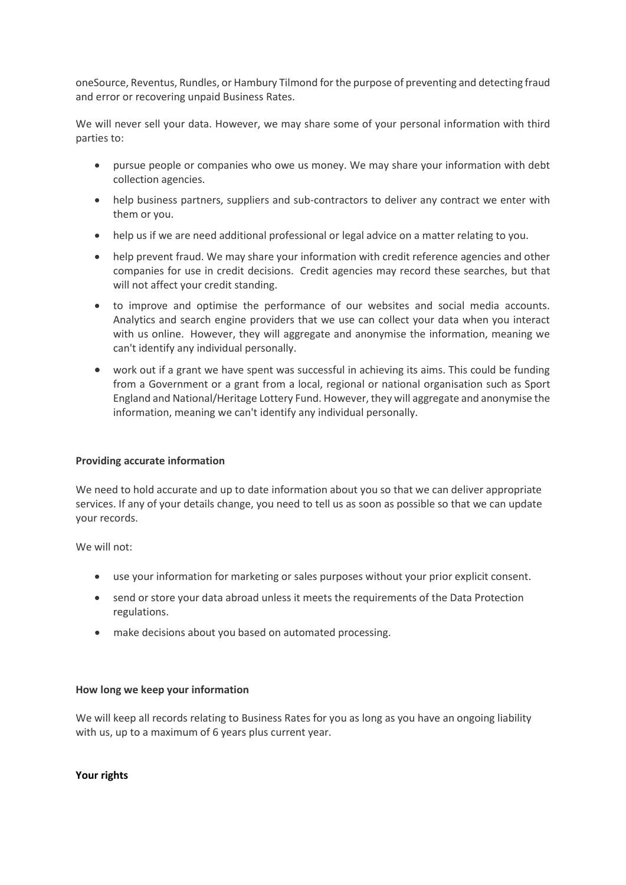oneSource, Reventus, Rundles, or Hambury Tilmond for the purpose of preventing and detecting fraud and error or recovering unpaid Business Rates.

We will never sell your data. However, we may share some of your personal information with third parties to:

- pursue people or companies who owe us money. We may share your information with debt collection agencies.
- help business partners, suppliers and sub-contractors to deliver any contract we enter with them or you.
- help us if we are need additional professional or legal advice on a matter relating to you.
- help prevent fraud. We may share your information with credit reference agencies and other companies for use in credit decisions. Credit agencies may record these searches, but that will not affect your credit standing.
- to improve and optimise the performance of our websites and social media accounts. Analytics and search engine providers that we use can collect your data when you interact with us online. However, they will aggregate and anonymise the information, meaning we can't identify any individual personally.
- work out if a grant we have spent was successful in achieving its aims. This could be funding from a Government or a grant from a local, regional or national organisation such as Sport England and National/Heritage Lottery Fund. However, they will aggregate and anonymise the information, meaning we can't identify any individual personally.

**Providing accurate information**

We need to hold accurate and up to date information about you so that we can deliver appropriate services. If any of your details change, you need to tell us as soon as possible so that we can update your records.

We will not:

- use your information for marketing or sales purposes without your prior explicit consent.
- send or store your data abroad unless it meets the requirements of the Data Protection regulations.
- make decisions about you based on automated processing.

**How long we keep your information**

We will keep all records relating to Business Rates for you as long as you have an ongoing liability with us, up to a maximum of 6 years plus current year.

**Your rights**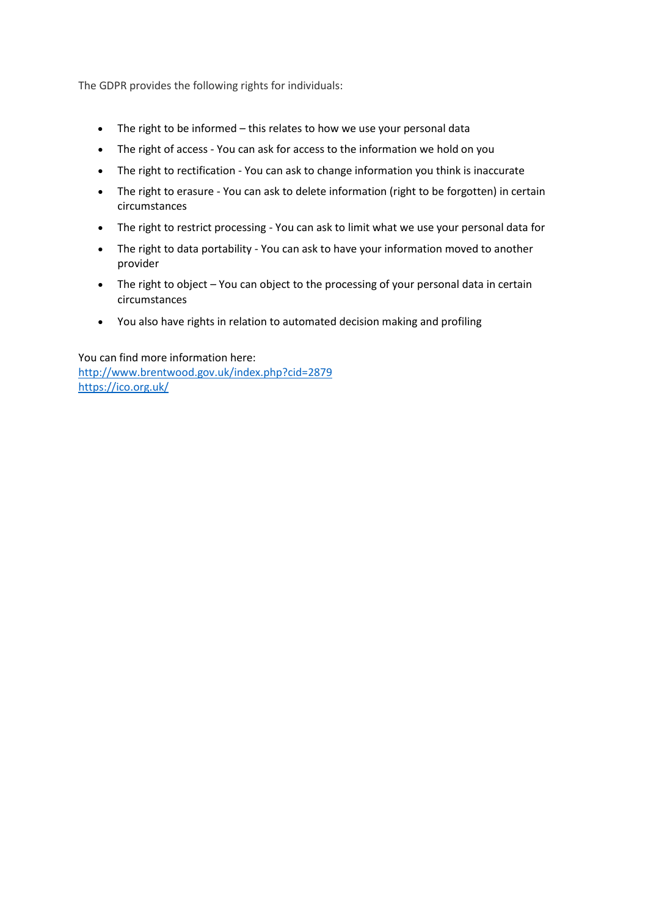The GDPR provides the following rights for individuals:

- The right to be informed – this relates to how we use your personal data
- The right of access - You can ask for access to the information we hold on you
- The right to rectification - You can ask to change information you think is inaccurate
- The right to erasure - You can ask to delete information (right to be forgotten) in certain circumstances
- The right to restrict processing - You can ask to limit what we use your personal data for
- The right to data portability - You can ask to have your information moved to another provider
- The right to object – You can object to the processing of your personal data in certain circumstances
- You also have rights in relation to automated decision making and profiling

You can find more information here:
http://www.brentwood.gov.uk/index.php?cid=2879
https://ico.org.uk/